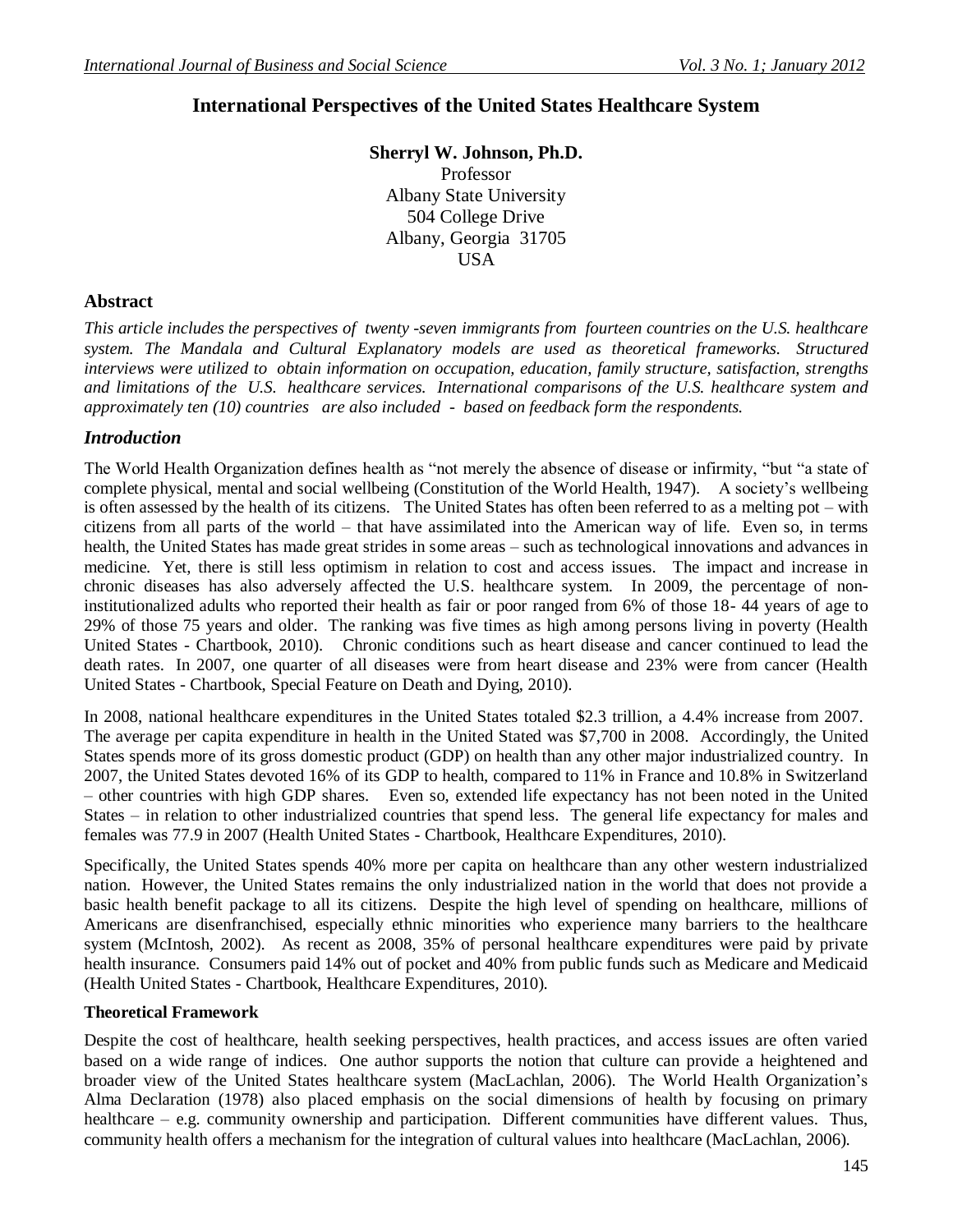# International Perspectives of the United States Healthcare System

**Sherryl W. Johnson, Ph.D.**
Professor
Albany State University
504 College Drive
Albany, Georgia 31705
USA

## Abstract

*This article includes the perspectives of twenty -seven immigrants from fourteen countries on the U.S. healthcare system. The Mandala and Cultural Explanatory models are used as theoretical frameworks. Structured interviews were utilized to obtain information on occupation, education, family structure, satisfaction, strengths and limitations of the U.S. healthcare services. International comparisons of the U.S. healthcare system and approximately ten (10) countries are also included - based on feedback form the respondents.*

## *Introduction*

The World Health Organization defines health as "not merely the absence of disease or infirmity, "but "a state of complete physical, mental and social wellbeing (Constitution of the World Health, 1947). A society's wellbeing is often assessed by the health of its citizens. The United States has often been referred to as a melting pot – with citizens from all parts of the world – that have assimilated into the American way of life. Even so, in terms health, the United States has made great strides in some areas – such as technological innovations and advances in medicine. Yet, there is still less optimism in relation to cost and access issues. The impact and increase in chronic diseases has also adversely affected the U.S. healthcare system. In 2009, the percentage of non-institutionalized adults who reported their health as fair or poor ranged from 6% of those 18- 44 years of age to 29% of those 75 years and older. The ranking was five times as high among persons living in poverty (Health United States - Chartbook, 2010). Chronic conditions such as heart disease and cancer continued to lead the death rates. In 2007, one quarter of all diseases were from heart disease and 23% were from cancer (Health United States - Chartbook, Special Feature on Death and Dying, 2010).

In 2008, national healthcare expenditures in the United States totaled \$2.3 trillion, a 4.4% increase from 2007. The average per capita expenditure in health in the United Stated was \$7,700 in 2008. Accordingly, the United States spends more of its gross domestic product (GDP) on health than any other major industrialized country. In 2007, the United States devoted 16% of its GDP to health, compared to 11% in France and 10.8% in Switzerland – other countries with high GDP shares. Even so, extended life expectancy has not been noted in the United States – in relation to other industrialized countries that spend less. The general life expectancy for males and females was 77.9 in 2007 (Health United States - Chartbook, Healthcare Expenditures, 2010).

Specifically, the United States spends 40% more per capita on healthcare than any other western industrialized nation. However, the United States remains the only industrialized nation in the world that does not provide a basic health benefit package to all its citizens. Despite the high level of spending on healthcare, millions of Americans are disenfranchised, especially ethnic minorities who experience many barriers to the healthcare system (McIntosh, 2002). As recent as 2008, 35% of personal healthcare expenditures were paid by private health insurance. Consumers paid 14% out of pocket and 40% from public funds such as Medicare and Medicaid (Health United States - Chartbook, Healthcare Expenditures, 2010).

### Theoretical Framework

Despite the cost of healthcare, health seeking perspectives, health practices, and access issues are often varied based on a wide range of indices. One author supports the notion that culture can provide a heightened and broader view of the United States healthcare system (MacLachlan, 2006). The World Health Organization's Alma Declaration (1978) also placed emphasis on the social dimensions of health by focusing on primary healthcare – e.g. community ownership and participation. Different communities have different values. Thus, community health offers a mechanism for the integration of cultural values into healthcare (MacLachlan, 2006).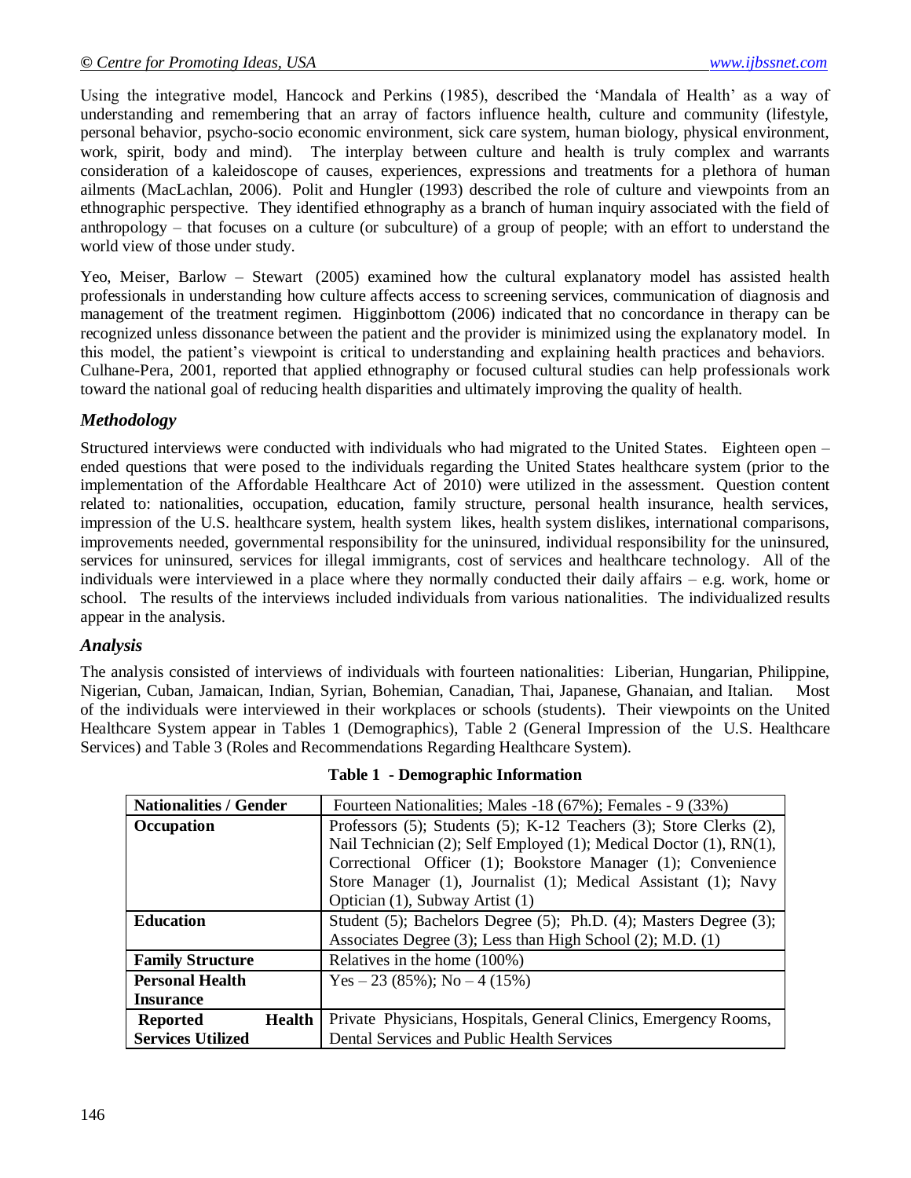Using the integrative model, Hancock and Perkins (1985), described the 'Mandala of Health' as a way of understanding and remembering that an array of factors influence health, culture and community (lifestyle, personal behavior, psycho-socio economic environment, sick care system, human biology, physical environment, work, spirit, body and mind). The interplay between culture and health is truly complex and warrants consideration of a kaleidoscope of causes, experiences, expressions and treatments for a plethora of human ailments (MacLachlan, 2006). Polit and Hungler (1993) described the role of culture and viewpoints from an ethnographic perspective. They identified ethnography as a branch of human inquiry associated with the field of anthropology – that focuses on a culture (or subculture) of a group of people; with an effort to understand the world view of those under study.

Yeo, Meiser, Barlow – Stewart (2005) examined how the cultural explanatory model has assisted health professionals in understanding how culture affects access to screening services, communication of diagnosis and management of the treatment regimen. Higginbottom (2006) indicated that no concordance in therapy can be recognized unless dissonance between the patient and the provider is minimized using the explanatory model. In this model, the patient's viewpoint is critical to understanding and explaining health practices and behaviors. Culhane-Pera, 2001, reported that applied ethnography or focused cultural studies can help professionals work toward the national goal of reducing health disparities and ultimately improving the quality of health.

### *Methodology*

Structured interviews were conducted with individuals who had migrated to the United States. Eighteen open – ended questions that were posed to the individuals regarding the United States healthcare system (prior to the implementation of the Affordable Healthcare Act of 2010) were utilized in the assessment. Question content related to: nationalities, occupation, education, family structure, personal health insurance, health services, impression of the U.S. healthcare system, health system likes, health system dislikes, international comparisons, improvements needed, governmental responsibility for the uninsured, individual responsibility for the uninsured, services for uninsured, services for illegal immigrants, cost of services and healthcare technology. All of the individuals were interviewed in a place where they normally conducted their daily affairs – e.g. work, home or school. The results of the interviews included individuals from various nationalities. The individualized results appear in the analysis.

### *Analysis*

The analysis consisted of interviews of individuals with fourteen nationalities: Liberian, Hungarian, Philippine, Nigerian, Cuban, Jamaican, Indian, Syrian, Bohemian, Canadian, Thai, Japanese, Ghanaian, and Italian. Most of the individuals were interviewed in their workplaces or schools (students). Their viewpoints on the United Healthcare System appear in Tables 1 (Demographics), Table 2 (General Impression of the U.S. Healthcare Services) and Table 3 (Roles and Recommendations Regarding Healthcare System).

**Table 1 - Demographic Information**

| **Nationalities / Gender** | Fourteen Nationalities; Males -18 (67%); Females - 9 (33%) |
|---|---|
| **Occupation** | Professors (5); Students (5); K-12 Teachers (3); Store Clerks (2), Nail Technician (2); Self Employed (1); Medical Doctor (1), RN(1), Correctional Officer (1); Bookstore Manager (1); Convenience Store Manager (1), Journalist (1); Medical Assistant (1); Navy Optician (1), Subway Artist (1) |
| **Education** | Student (5); Bachelors Degree (5); Ph.D. (4); Masters Degree (3); Associates Degree (3); Less than High School (2); M.D. (1) |
| **Family Structure** | Relatives in the home (100%) |
| **Personal Health Insurance** | Yes – 23 (85%); No – 4 (15%) |
| **Reported Health Services Utilized** | Private Physicians, Hospitals, General Clinics, Emergency Rooms, Dental Services and Public Health Services |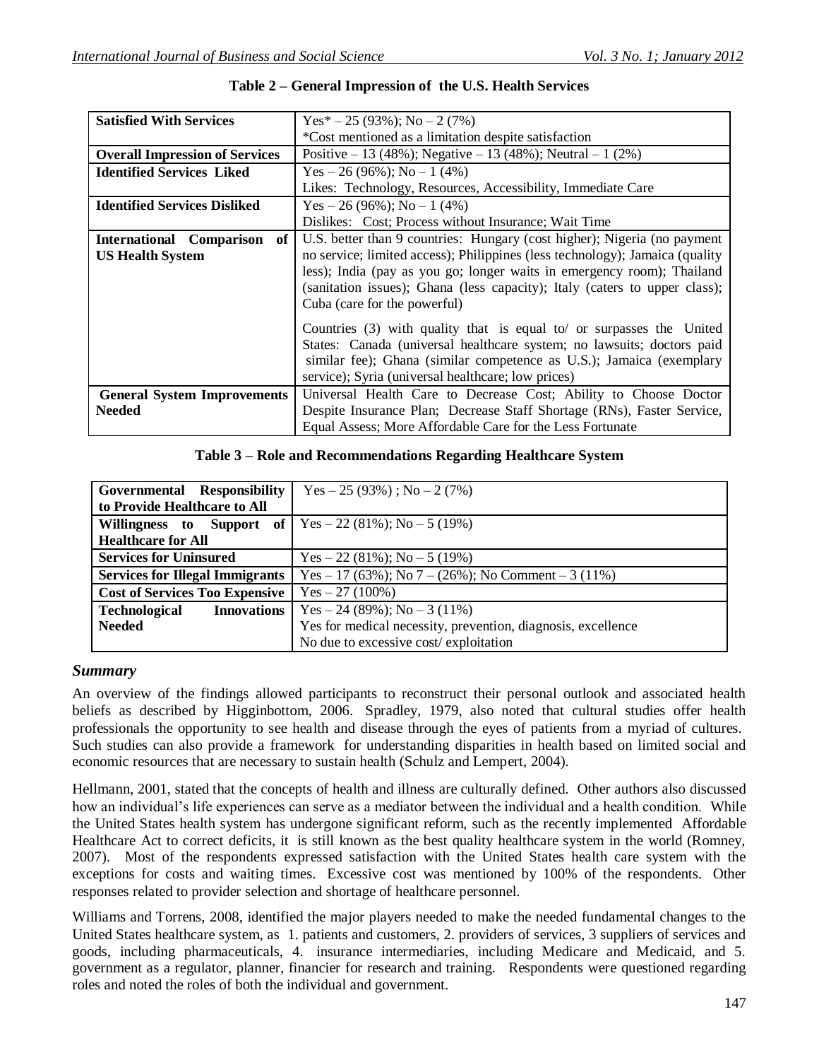**Table 2 – General Impression of the U.S. Health Services**

| | |
|---|---|
| **Satisfied With Services** | Yes* – 25 (93%); No – 2 (7%)<br>*Cost mentioned as a limitation despite satisfaction |
| **Overall Impression of Services** | Positive – 13 (48%); Negative – 13 (48%); Neutral – 1 (2%) |
| **Identified Services Liked** | Yes – 26 (96%); No – 1 (4%)<br>Likes: Technology, Resources, Accessibility, Immediate Care |
| **Identified Services Disliked** | Yes – 26 (96%); No – 1 (4%)<br>Dislikes: Cost; Process without Insurance; Wait Time |
| **International Comparison of US Health System** | U.S. better than 9 countries: Hungary (cost higher); Nigeria (no payment no service; limited access); Philippines (less technology); Jamaica (quality less); India (pay as you go; longer waits in emergency room); Thailand (sanitation issues); Ghana (less capacity); Italy (caters to upper class); Cuba (care for the powerful)<br><br>Countries (3) with quality that is equal to/ or surpasses the United States: Canada (universal healthcare system; no lawsuits; doctors paid similar fee); Ghana (similar competence as U.S.); Jamaica (exemplary service); Syria (universal healthcare; low prices) |
| **General System Improvements Needed** | Universal Health Care to Decrease Cost; Ability to Choose Doctor Despite Insurance Plan; Decrease Staff Shortage (RNs), Faster Service, Equal Assess; More Affordable Care for the Less Fortunate |

**Table 3 – Role and Recommendations Regarding Healthcare System**

| | |
|---|---|
| **Governmental Responsibility to Provide Healthcare to All** | Yes – 25 (93%) ; No – 2 (7%) |
| **Willingness to Support of Healthcare for All** | Yes – 22 (81%); No – 5 (19%) |
| **Services for Uninsured** | Yes – 22 (81%); No – 5 (19%) |
| **Services for Illegal Immigrants** | Yes – 17 (63%); No 7 – (26%); No Comment – 3 (11%) |
| **Cost of Services Too Expensive** | Yes – 27 (100%) |
| **Technological Innovations Needed** | Yes – 24 (89%); No – 3 (11%)<br>Yes for medical necessity, prevention, diagnosis, excellence<br>No due to excessive cost/ exploitation |

### *Summary*

An overview of the findings allowed participants to reconstruct their personal outlook and associated health beliefs as described by Higginbottom, 2006. Spradley, 1979, also noted that cultural studies offer health professionals the opportunity to see health and disease through the eyes of patients from a myriad of cultures. Such studies can also provide a framework for understanding disparities in health based on limited social and economic resources that are necessary to sustain health (Schulz and Lempert, 2004).

Hellmann, 2001, stated that the concepts of health and illness are culturally defined. Other authors also discussed how an individual's life experiences can serve as a mediator between the individual and a health condition. While the United States health system has undergone significant reform, such as the recently implemented Affordable Healthcare Act to correct deficits, it is still known as the best quality healthcare system in the world (Romney, 2007). Most of the respondents expressed satisfaction with the United States health care system with the exceptions for costs and waiting times. Excessive cost was mentioned by 100% of the respondents. Other responses related to provider selection and shortage of healthcare personnel.

Williams and Torrens, 2008, identified the major players needed to make the needed fundamental changes to the United States healthcare system, as 1. patients and customers, 2. providers of services, 3 suppliers of services and goods, including pharmaceuticals, 4. insurance intermediaries, including Medicare and Medicaid, and 5. government as a regulator, planner, financier for research and training. Respondents were questioned regarding roles and noted the roles of both the individual and government.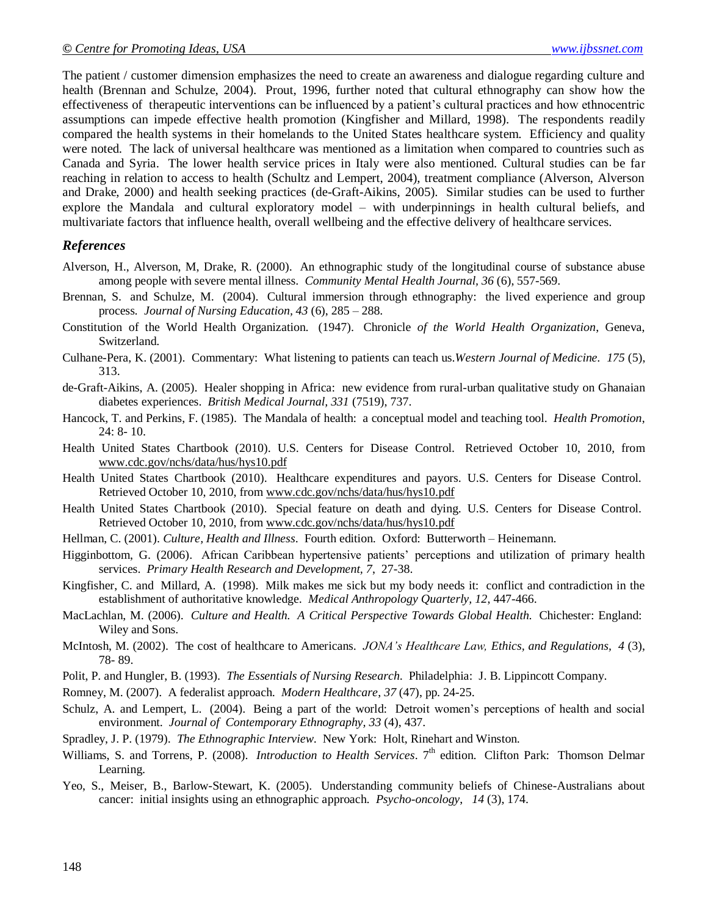The patient / customer dimension emphasizes the need to create an awareness and dialogue regarding culture and health (Brennan and Schulze, 2004). Prout, 1996, further noted that cultural ethnography can show how the effectiveness of therapeutic interventions can be influenced by a patient's cultural practices and how ethnocentric assumptions can impede effective health promotion (Kingfisher and Millard, 1998). The respondents readily compared the health systems in their homelands to the United States healthcare system. Efficiency and quality were noted. The lack of universal healthcare was mentioned as a limitation when compared to countries such as Canada and Syria. The lower health service prices in Italy were also mentioned. Cultural studies can be far reaching in relation to access to health (Schultz and Lempert, 2004), treatment compliance (Alverson, Alverson and Drake, 2000) and health seeking practices (de-Graft-Aikins, 2005). Similar studies can be used to further explore the Mandala and cultural exploratory model – with underpinnings in health cultural beliefs, and multivariate factors that influence health, overall wellbeing and the effective delivery of healthcare services.

## *References*

Alverson, H., Alverson, M, Drake, R. (2000). An ethnographic study of the longitudinal course of substance abuse among people with severe mental illness. *Community Mental Health Journal, 36* (6), 557-569.

Brennan, S. and Schulze, M. (2004). Cultural immersion through ethnography: the lived experience and group process. *Journal of Nursing Education, 43* (6), 285 – 288.

Constitution of the World Health Organization. (1947). Chronicle *of the World Health Organization*, Geneva, Switzerland.

Culhane-Pera, K. (2001). Commentary: What listening to patients can teach us.*Western Journal of Medicine. 175* (5), 313.

de-Graft-Aikins, A. (2005). Healer shopping in Africa: new evidence from rural-urban qualitative study on Ghanaian diabetes experiences. *British Medical Journal, 331* (7519), 737.

Hancock, T. and Perkins, F. (1985). The Mandala of health: a conceptual model and teaching tool. *Health Promotion*, 24: 8- 10.

Health United States Chartbook (2010). U.S. Centers for Disease Control. Retrieved October 10, 2010, from www.cdc.gov/nchs/data/hus/hys10.pdf

Health United States Chartbook (2010). Healthcare expenditures and payors. U.S. Centers for Disease Control. Retrieved October 10, 2010, from www.cdc.gov/nchs/data/hus/hys10.pdf

Health United States Chartbook (2010). Special feature on death and dying. U.S. Centers for Disease Control. Retrieved October 10, 2010, from www.cdc.gov/nchs/data/hus/hys10.pdf

Hellman, C. (2001). *Culture, Health and Illness*. Fourth edition. Oxford: Butterworth – Heinemann.

Higginbottom, G. (2006). African Caribbean hypertensive patients' perceptions and utilization of primary health services. *Primary Health Research and Development, 7*, 27-38.

Kingfisher, C. and Millard, A. (1998). Milk makes me sick but my body needs it: conflict and contradiction in the establishment of authoritative knowledge. *Medical Anthropology Quarterly, 12*, 447-466.

MacLachlan, M. (2006). *Culture and Health. A Critical Perspective Towards Global Health.* Chichester: England: Wiley and Sons.

McIntosh, M. (2002). The cost of healthcare to Americans. *JONA's Healthcare Law, Ethics, and Regulations, 4* (3), 78- 89.

Polit, P. and Hungler, B. (1993). *The Essentials of Nursing Research.* Philadelphia: J. B. Lippincott Company.

Romney, M. (2007). A federalist approach. *Modern Healthcare, 37* (47), pp. 24-25.

Schulz, A. and Lempert, L. (2004). Being a part of the world: Detroit women's perceptions of health and social environment. *Journal of Contemporary Ethnography, 33* (4), 437.

Spradley, J. P. (1979). *The Ethnographic Interview.* New York: Holt, Rinehart and Winston.

Williams, S. and Torrens, P. (2008). *Introduction to Health Services*. 7th edition. Clifton Park: Thomson Delmar Learning.

Yeo, S., Meiser, B., Barlow-Stewart, K. (2005). Understanding community beliefs of Chinese-Australians about cancer: initial insights using an ethnographic approach. *Psycho-oncology, 14* (3), 174.